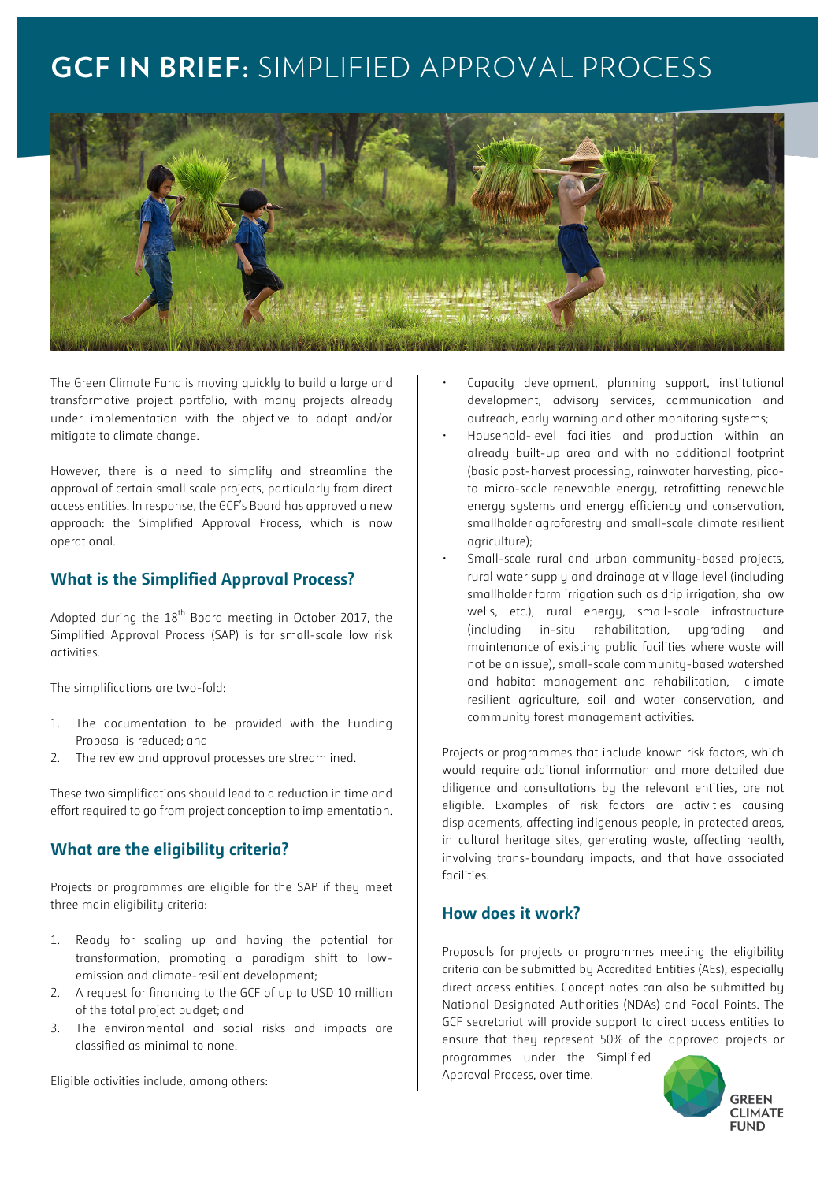# GCF IN BRIEF: SIMPLIFIED APPROVAL PROCESS

The Green Climate Fund is moving quickly to build a large and transformative project portfolio, with many projects already under implementation with the objective to adapt and/or mitigate to climate change.

However, there is a need to simplify and streamline the approval of certain small scale projects, particularly from direct access entities. In response, the GCF's Board has approved a new approach: the Simplified Approval Process, which is now operational.

## What is the Simplified Approval Process?

Adopted during the 18th Board meeting in October 2017, the Simplified Approval Process (SAP) is for small-scale low risk activities.

The simplifications are two-fold:

1. The documentation to be provided with the Funding Proposal is reduced; and
2. The review and approval processes are streamlined.

These two simplifications should lead to a reduction in time and effort required to go from project conception to implementation.

## What are the eligibility criteria?

Projects or programmes are eligible for the SAP if they meet three main eligibility criteria:

1. Ready for scaling up and having the potential for transformation, promoting a paradigm shift to low-emission and climate-resilient development;
2. A request for financing to the GCF of up to USD 10 million of the total project budget; and
3. The environmental and social risks and impacts are classified as minimal to none.

Eligible activities include, among others:

- Capacity development, planning support, institutional development, advisory services, communication and outreach, early warning and other monitoring systems;
- Household-level facilities and production within an already built-up area and with no additional footprint (basic post-harvest processing, rainwater harvesting, pico- to micro-scale renewable energy, retrofitting renewable energy systems and energy efficiency and conservation, smallholder agroforestry and small-scale climate resilient agriculture);
- Small-scale rural and urban community-based projects, rural water supply and drainage at village level (including smallholder farm irrigation such as drip irrigation, shallow wells, etc.), rural energy, small-scale infrastructure (including in-situ rehabilitation, upgrading and maintenance of existing public facilities where waste will not be an issue), small-scale community-based watershed and habitat management and rehabilitation, climate resilient agriculture, soil and water conservation, and community forest management activities.

Projects or programmes that include known risk factors, which would require additional information and more detailed due diligence and consultations by the relevant entities, are not eligible. Examples of risk factors are activities causing displacements, affecting indigenous people, in protected areas, in cultural heritage sites, generating waste, affecting health, involving trans-boundary impacts, and that have associated facilities.

## How does it work?

Proposals for projects or programmes meeting the eligibility criteria can be submitted by Accredited Entities (AEs), especially direct access entities. Concept notes can also be submitted by National Designated Authorities (NDAs) and Focal Points. The GCF secretariat will provide support to direct access entities to ensure that they represent 50% of the approved projects or programmes under the Simplified Approval Process, over time.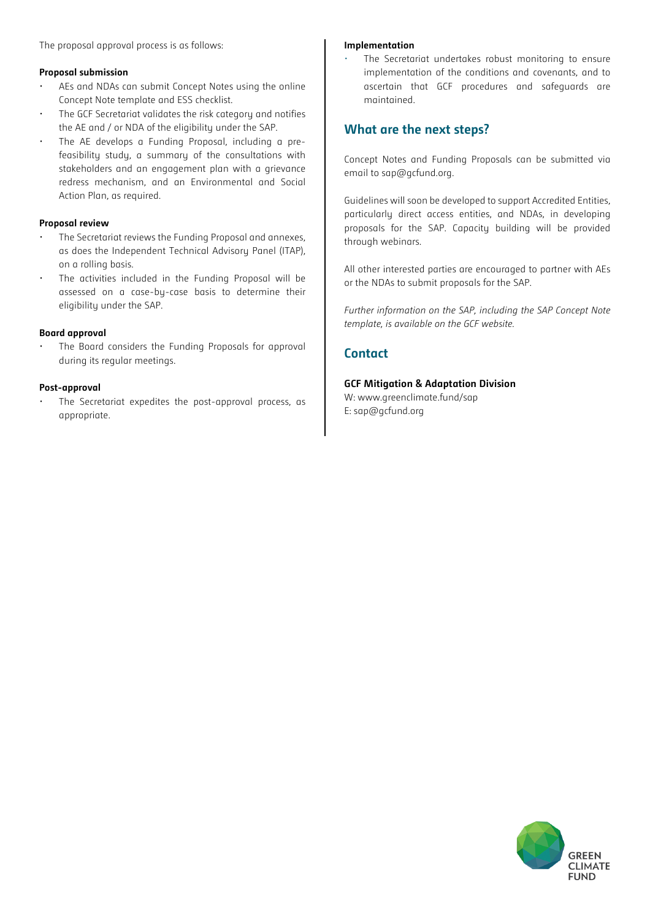The proposal approval process is as follows:

**Proposal submission**

- AEs and NDAs can submit Concept Notes using the online Concept Note template and ESS checklist.
- The GCF Secretariat validates the risk category and notifies the AE and / or NDA of the eligibility under the SAP.
- The AE develops a Funding Proposal, including a pre-feasibility study, a summary of the consultations with stakeholders and an engagement plan with a grievance redress mechanism, and an Environmental and Social Action Plan, as required.

**Proposal review**

- The Secretariat reviews the Funding Proposal and annexes, as does the Independent Technical Advisory Panel (ITAP), on a rolling basis.
- The activities included in the Funding Proposal will be assessed on a case-by-case basis to determine their eligibility under the SAP.

**Board approval**

- The Board considers the Funding Proposals for approval during its regular meetings.

**Post-approval**

- The Secretariat expedites the post-approval process, as appropriate.

**Implementation**

- The Secretariat undertakes robust monitoring to ensure implementation of the conditions and covenants, and to ascertain that GCF procedures and safeguards are maintained.

## What are the next steps?

Concept Notes and Funding Proposals can be submitted via email to sap@gcfund.org.

Guidelines will soon be developed to support Accredited Entities, particularly direct access entities, and NDAs, in developing proposals for the SAP. Capacity building will be provided through webinars.

All other interested parties are encouraged to partner with AEs or the NDAs to submit proposals for the SAP.

*Further information on the SAP, including the SAP Concept Note template, is available on the GCF website.*

## Contact

**GCF Mitigation & Adaptation Division**
W: www.greenclimate.fund/sap
E: sap@gcfund.org

GREEN CLIMATE FUND